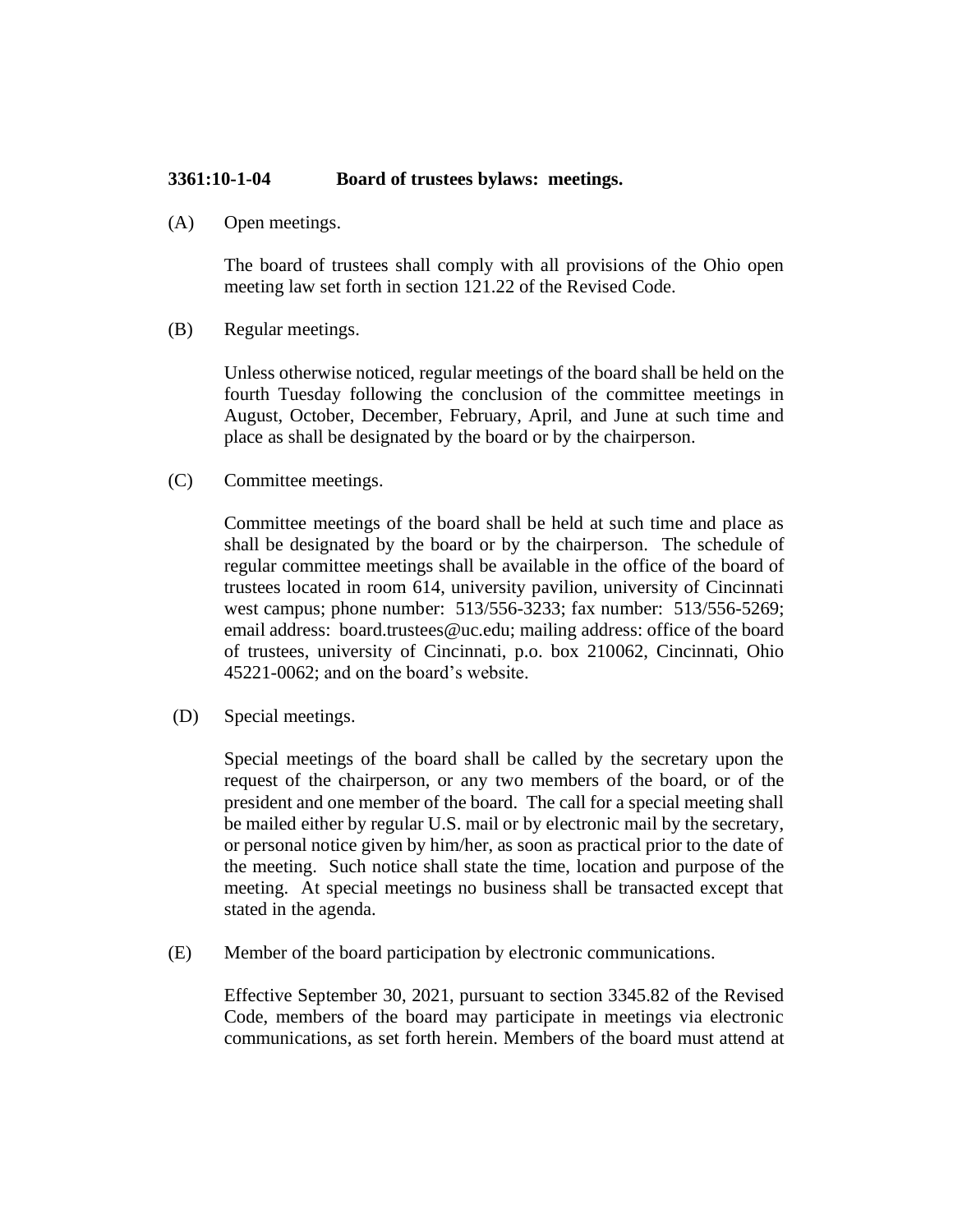**3361:10-1-04 Board of trustees bylaws: meetings.**

(A) Open meetings.

The board of trustees shall comply with all provisions of the Ohio open meeting law set forth in section 121.22 of the Revised Code.

(B) Regular meetings.

Unless otherwise noticed, regular meetings of the board shall be held on the fourth Tuesday following the conclusion of the committee meetings in August, October, December, February, April, and June at such time and place as shall be designated by the board or by the chairperson.

(C) Committee meetings.

Committee meetings of the board shall be held at such time and place as shall be designated by the board or by the chairperson. The schedule of regular committee meetings shall be available in the office of the board of trustees located in room 614, university pavilion, university of Cincinnati west campus; phone number: 513/556-3233; fax number: 513/556-5269; email address: board.trustees@uc.edu; mailing address: office of the board of trustees, university of Cincinnati, p.o. box 210062, Cincinnati, Ohio 45221-0062; and on the board's website.

(D) Special meetings.

Special meetings of the board shall be called by the secretary upon the request of the chairperson, or any two members of the board, or of the president and one member of the board. The call for a special meeting shall be mailed either by regular U.S. mail or by electronic mail by the secretary, or personal notice given by him/her, as soon as practical prior to the date of the meeting. Such notice shall state the time, location and purpose of the meeting. At special meetings no business shall be transacted except that stated in the agenda.

(E) Member of the board participation by electronic communications.

Effective September 30, 2021, pursuant to section 3345.82 of the Revised Code, members of the board may participate in meetings via electronic communications, as set forth herein. Members of the board must attend at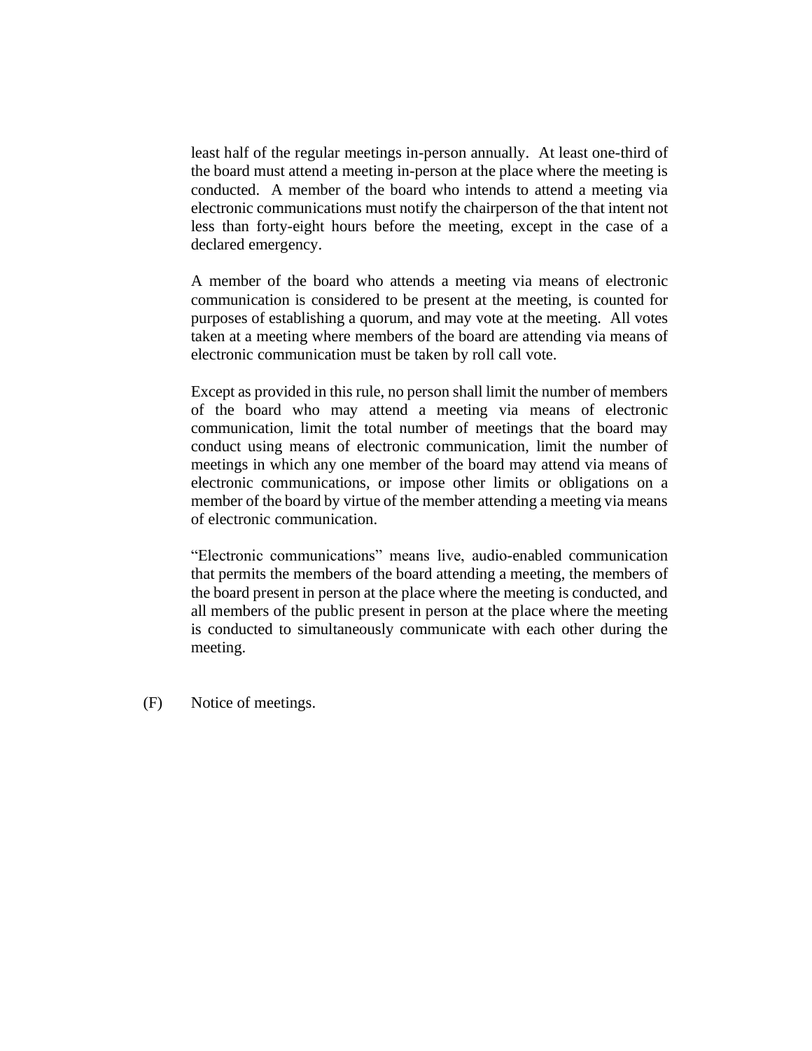least half of the regular meetings in-person annually. At least one-third of the board must attend a meeting in-person at the place where the meeting is conducted. A member of the board who intends to attend a meeting via electronic communications must notify the chairperson of the that intent not less than forty-eight hours before the meeting, except in the case of a declared emergency.

A member of the board who attends a meeting via means of electronic communication is considered to be present at the meeting, is counted for purposes of establishing a quorum, and may vote at the meeting. All votes taken at a meeting where members of the board are attending via means of electronic communication must be taken by roll call vote.

Except as provided in this rule, no person shall limit the number of members of the board who may attend a meeting via means of electronic communication, limit the total number of meetings that the board may conduct using means of electronic communication, limit the number of meetings in which any one member of the board may attend via means of electronic communications, or impose other limits or obligations on a member of the board by virtue of the member attending a meeting via means of electronic communication.

"Electronic communications" means live, audio-enabled communication that permits the members of the board attending a meeting, the members of the board present in person at the place where the meeting is conducted, and all members of the public present in person at the place where the meeting is conducted to simultaneously communicate with each other during the meeting.

(F) Notice of meetings.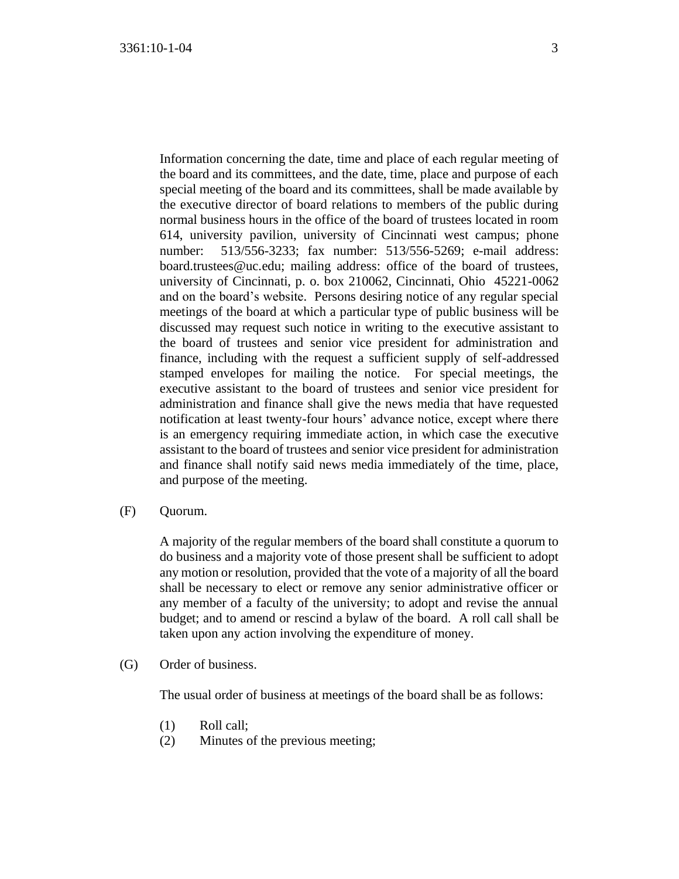Information concerning the date, time and place of each regular meeting of the board and its committees, and the date, time, place and purpose of each special meeting of the board and its committees, shall be made available by the executive director of board relations to members of the public during normal business hours in the office of the board of trustees located in room 614, university pavilion, university of Cincinnati west campus; phone number: 513/556-3233; fax number: 513/556-5269; e-mail address: board.trustees@uc.edu; mailing address: office of the board of trustees, university of Cincinnati, p. o. box 210062, Cincinnati, Ohio 45221-0062 and on the board's website. Persons desiring notice of any regular special meetings of the board at which a particular type of public business will be discussed may request such notice in writing to the executive assistant to the board of trustees and senior vice president for administration and finance, including with the request a sufficient supply of self-addressed stamped envelopes for mailing the notice. For special meetings, the executive assistant to the board of trustees and senior vice president for administration and finance shall give the news media that have requested notification at least twenty-four hours' advance notice, except where there is an emergency requiring immediate action, in which case the executive assistant to the board of trustees and senior vice president for administration and finance shall notify said news media immediately of the time, place, and purpose of the meeting.

(F) Quorum.

A majority of the regular members of the board shall constitute a quorum to do business and a majority vote of those present shall be sufficient to adopt any motion or resolution, provided that the vote of a majority of all the board shall be necessary to elect or remove any senior administrative officer or any member of a faculty of the university; to adopt and revise the annual budget; and to amend or rescind a bylaw of the board. A roll call shall be taken upon any action involving the expenditure of money.

(G) Order of business.

The usual order of business at meetings of the board shall be as follows:

(1) Roll call;
(2) Minutes of the previous meeting;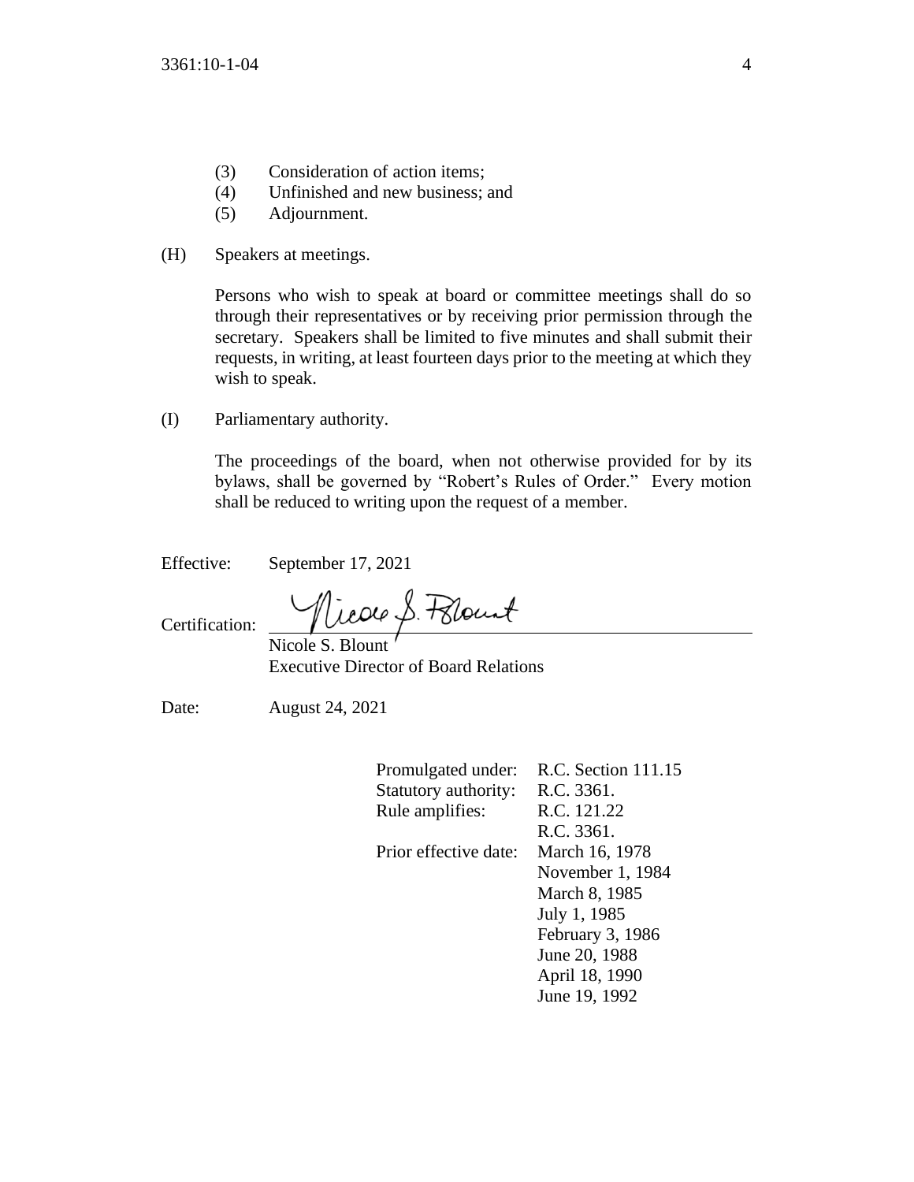(3) Consideration of action items;
(4) Unfinished and new business; and
(5) Adjournment.

(H) Speakers at meetings.

Persons who wish to speak at board or committee meetings shall do so through their representatives or by receiving prior permission through the secretary. Speakers shall be limited to five minutes and shall submit their requests, in writing, at least fourteen days prior to the meeting at which they wish to speak.

(I) Parliamentary authority.

The proceedings of the board, when not otherwise provided for by its bylaws, shall be governed by "Robert's Rules of Order." Every motion shall be reduced to writing upon the request of a member.

Effective: September 17, 2021

Certification: Nicole S. Blount
Nicole S. Blount
Executive Director of Board Relations

Date: August 24, 2021

| | |
|---|---|
| Promulgated under: | R.C. Section 111.15 |
| Statutory authority: | R.C. 3361. |
| Rule amplifies: | R.C. 121.22 |
| | R.C. 3361. |
| Prior effective date: | March 16, 1978 |
| | November 1, 1984 |
| | March 8, 1985 |
| | July 1, 1985 |
| | February 3, 1986 |
| | June 20, 1988 |
| | April 18, 1990 |
| | June 19, 1992 |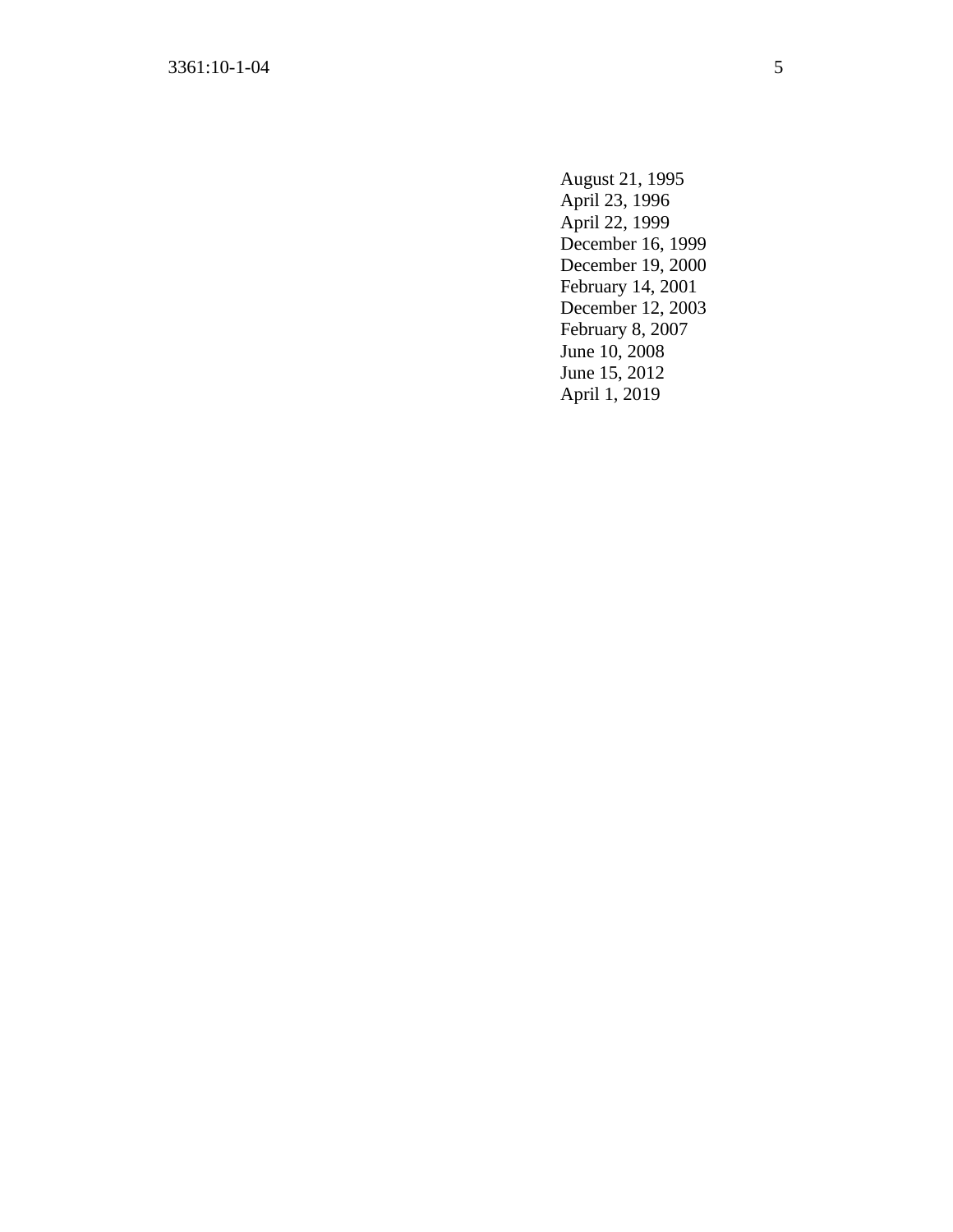August 21, 1995
April 23, 1996
April 22, 1999
December 16, 1999
December 19, 2000
February 14, 2001
December 12, 2003
February 8, 2007
June 10, 2008
June 15, 2012
April 1, 2019